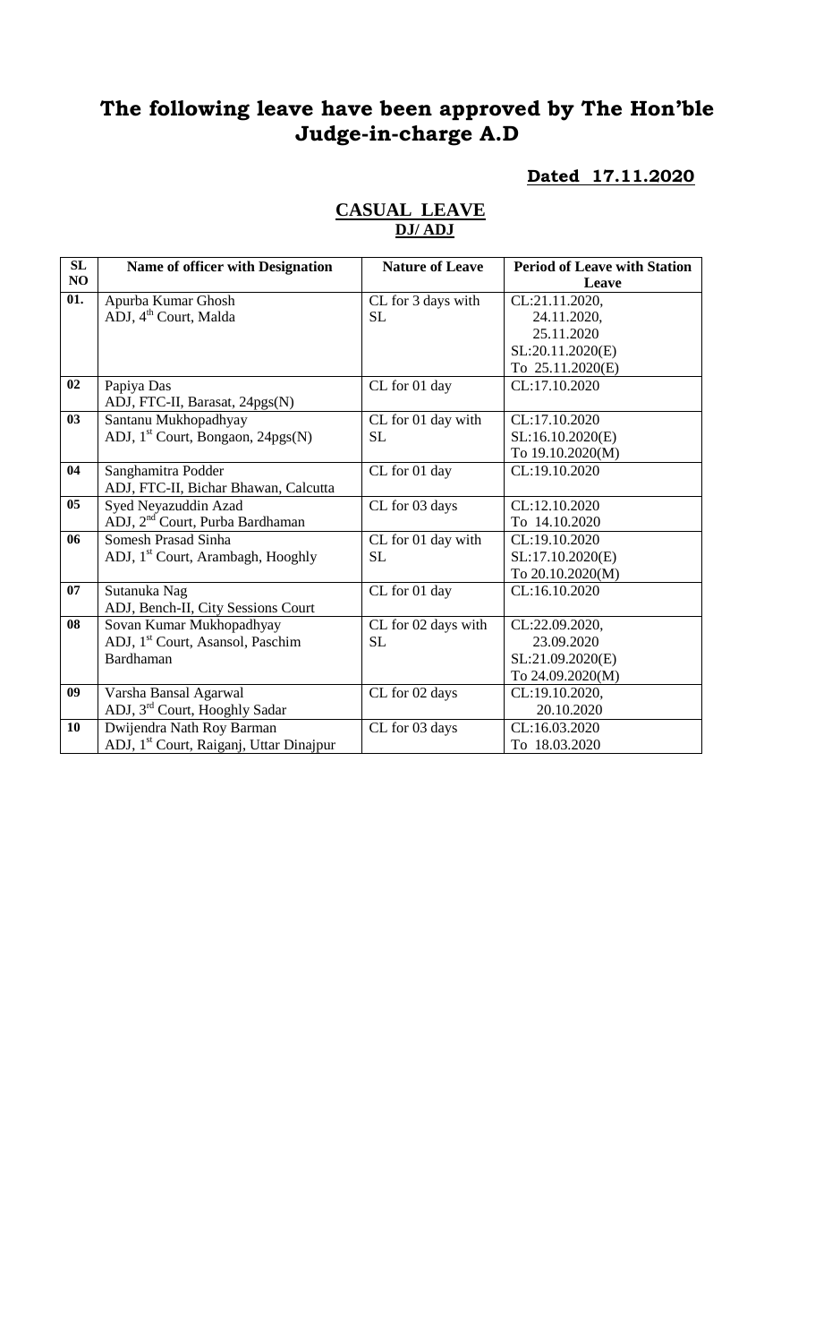# The following leave have been approved by The Hon'ble Judge-in-charge A.D

**Dated 17.11.2020**

## CASUAL LEAVE

**DJ/ ADJ**

| SL NO | Name of officer with Designation | Nature of Leave | Period of Leave with Station Leave |
|---|---|---|---|
| 01. | Apurba Kumar Ghosh<br>ADJ, 4th Court, Malda | CL for 3 days with SL | CL:21.11.2020,<br>24.11.2020,<br>25.11.2020<br>SL:20.11.2020(E)<br>To 25.11.2020(E) |
| 02 | Papiya Das<br>ADJ, FTC-II, Barasat, 24pgs(N) | CL for 01 day | CL:17.10.2020 |
| 03 | Santanu Mukhopadhyay<br>ADJ, 1st Court, Bongaon, 24pgs(N) | CL for 01 day with SL | CL:17.10.2020<br>SL:16.10.2020(E)<br>To 19.10.2020(M) |
| 04 | Sanghamitra Podder<br>ADJ, FTC-II, Bichar Bhawan, Calcutta | CL for 01 day | CL:19.10.2020 |
| 05 | Syed Neyazuddin Azad<br>ADJ, 2nd Court, Purba Bardhaman | CL for 03 days | CL:12.10.2020<br>To 14.10.2020 |
| 06 | Somesh Prasad Sinha<br>ADJ, 1st Court, Arambagh, Hooghly | CL for 01 day with SL | CL:19.10.2020<br>SL:17.10.2020(E)<br>To 20.10.2020(M) |
| 07 | Sutanuka Nag<br>ADJ, Bench-II, City Sessions Court | CL for 01 day | CL:16.10.2020 |
| 08 | Sovan Kumar Mukhopadhyay<br>ADJ, 1st Court, Asansol, Paschim Bardhaman | CL for 02 days with SL | CL:22.09.2020,<br>23.09.2020<br>SL:21.09.2020(E)<br>To 24.09.2020(M) |
| 09 | Varsha Bansal Agarwal<br>ADJ, 3rd Court, Hooghly Sadar | CL for 02 days | CL:19.10.2020,<br>20.10.2020 |
| 10 | Dwijendra Nath Roy Barman<br>ADJ, 1st Court, Raiganj, Uttar Dinajpur | CL for 03 days | CL:16.03.2020<br>To 18.03.2020 |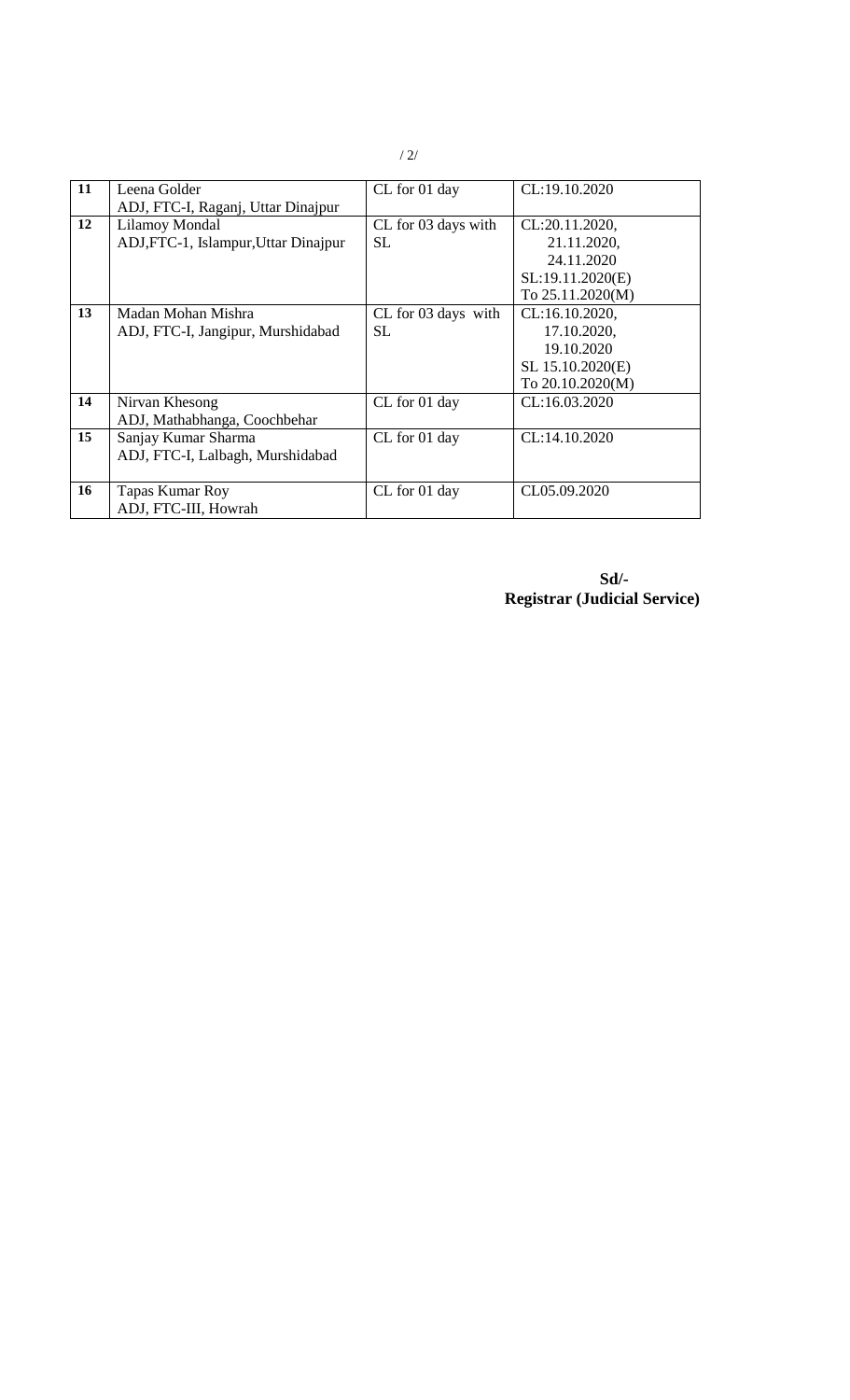| 11 | Leena Golder<br>ADJ, FTC-I, Raganj, Uttar Dinajpur | CL for 01 day | CL:19.10.2020 |
|---|---|---|---|
| 12 | Lilamoy Mondal<br>ADJ,FTC-1, Islampur,Uttar Dinajpur | CL for 03 days with SL | CL:20.11.2020,<br>21.11.2020,<br>24.11.2020<br>SL:19.11.2020(E)<br>To 25.11.2020(M) |
| 13 | Madan Mohan Mishra<br>ADJ, FTC-I, Jangipur, Murshidabad | CL for 03 days with SL | CL:16.10.2020,<br>17.10.2020,<br>19.10.2020<br>SL 15.10.2020(E)<br>To 20.10.2020(M) |
| 14 | Nirvan Khesong<br>ADJ, Mathabhanga, Coochbehar | CL for 01 day | CL:16.03.2020 |
| 15 | Sanjay Kumar Sharma<br>ADJ, FTC-I, Lalbagh, Murshidabad | CL for 01 day | CL:14.10.2020 |
| 16 | Tapas Kumar Roy<br>ADJ, FTC-III, Howrah | CL for 01 day | CL05.09.2020 |

**Sd/-**
**Registrar (Judicial Service)**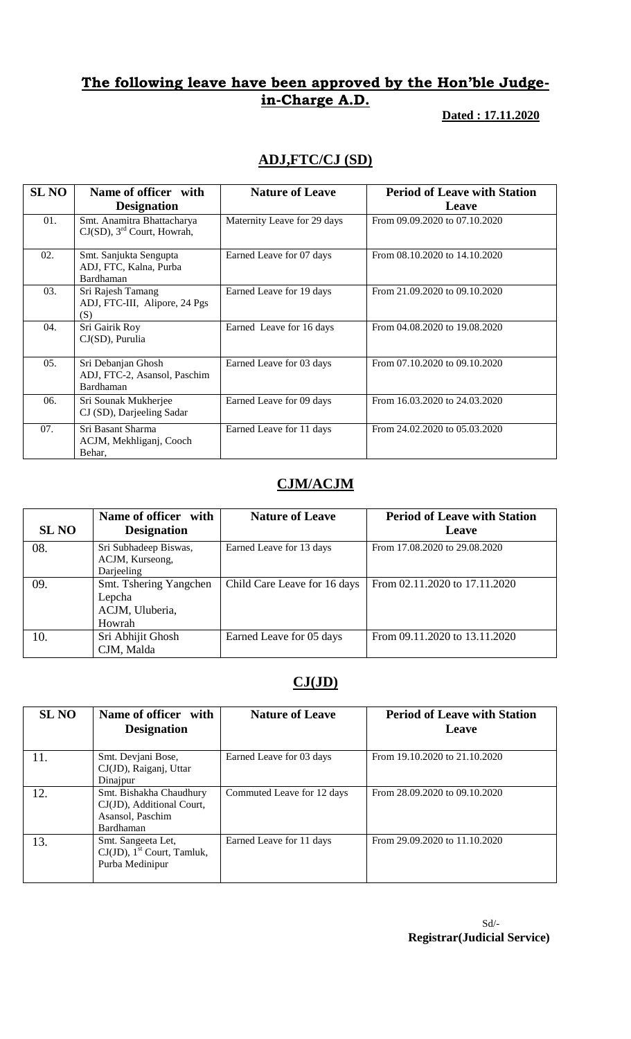## The following leave have been approved by the Hon'ble Judge-in-Charge A.D.

**Dated : 17.11.2020**

### ADJ,FTC/CJ (SD)

| SL NO | Name of officer with Designation | Nature of Leave | Period of Leave with Station Leave |
|---|---|---|---|
| 01. | Smt. Anamitra Bhattacharya CJ(SD), 3rd Court, Howrah, | Maternity Leave for 29 days | From 09.09.2020 to 07.10.2020 |
| 02. | Smt. Sanjukta Sengupta ADJ, FTC, Kalna, Purba Bardhaman | Earned Leave for 07 days | From 08.10.2020 to 14.10.2020 |
| 03. | Sri Rajesh Tamang ADJ, FTC-III, Alipore, 24 Pgs (S) | Earned Leave for 19 days | From 21.09.2020 to 09.10.2020 |
| 04. | Sri Gairik Roy CJ(SD), Purulia | Earned Leave for 16 days | From 04.08.2020 to 19.08.2020 |
| 05. | Sri Debanjan Ghosh ADJ, FTC-2, Asansol, Paschim Bardhaman | Earned Leave for 03 days | From 07.10.2020 to 09.10.2020 |
| 06. | Sri Sounak Mukherjee CJ (SD), Darjeeling Sadar | Earned Leave for 09 days | From 16.03.2020 to 24.03.2020 |
| 07. | Sri Basant Sharma ACJM, Mekhliganj, Cooch Behar, | Earned Leave for 11 days | From 24.02.2020 to 05.03.2020 |

### CJM/ACJM

| SL NO | Name of officer with Designation | Nature of Leave | Period of Leave with Station Leave |
|---|---|---|---|
| 08. | Sri Subhadeep Biswas, ACJM, Kurseong, Darjeeling | Earned Leave for 13 days | From 17.08.2020 to 29.08.2020 |
| 09. | Smt. Tshering Yangchen Lepcha ACJM, Uluberia, Howrah | Child Care Leave for 16 days | From 02.11.2020 to 17.11.2020 |
| 10. | Sri Abhijit Ghosh CJM, Malda | Earned Leave for 05 days | From 09.11.2020 to 13.11.2020 |

### CJ(JD)

| SL NO | Name of officer with Designation | Nature of Leave | Period of Leave with Station Leave |
|---|---|---|---|
| 11. | Smt. Devjani Bose, CJ(JD), Raiganj, Uttar Dinajpur | Earned Leave for 03 days | From 19.10.2020 to 21.10.2020 |
| 12. | Smt. Bishakha Chaudhury CJ(JD), Additional Court, Asansol, Paschim Bardhaman | Commuted Leave for 12 days | From 28.09.2020 to 09.10.2020 |
| 13. | Smt. Sangeeta Let, CJ(JD), 1st Court, Tamluk, Purba Medinipur | Earned Leave for 11 days | From 29.09.2020 to 11.10.2020 |

Sd/-
**Registrar(Judicial Service)**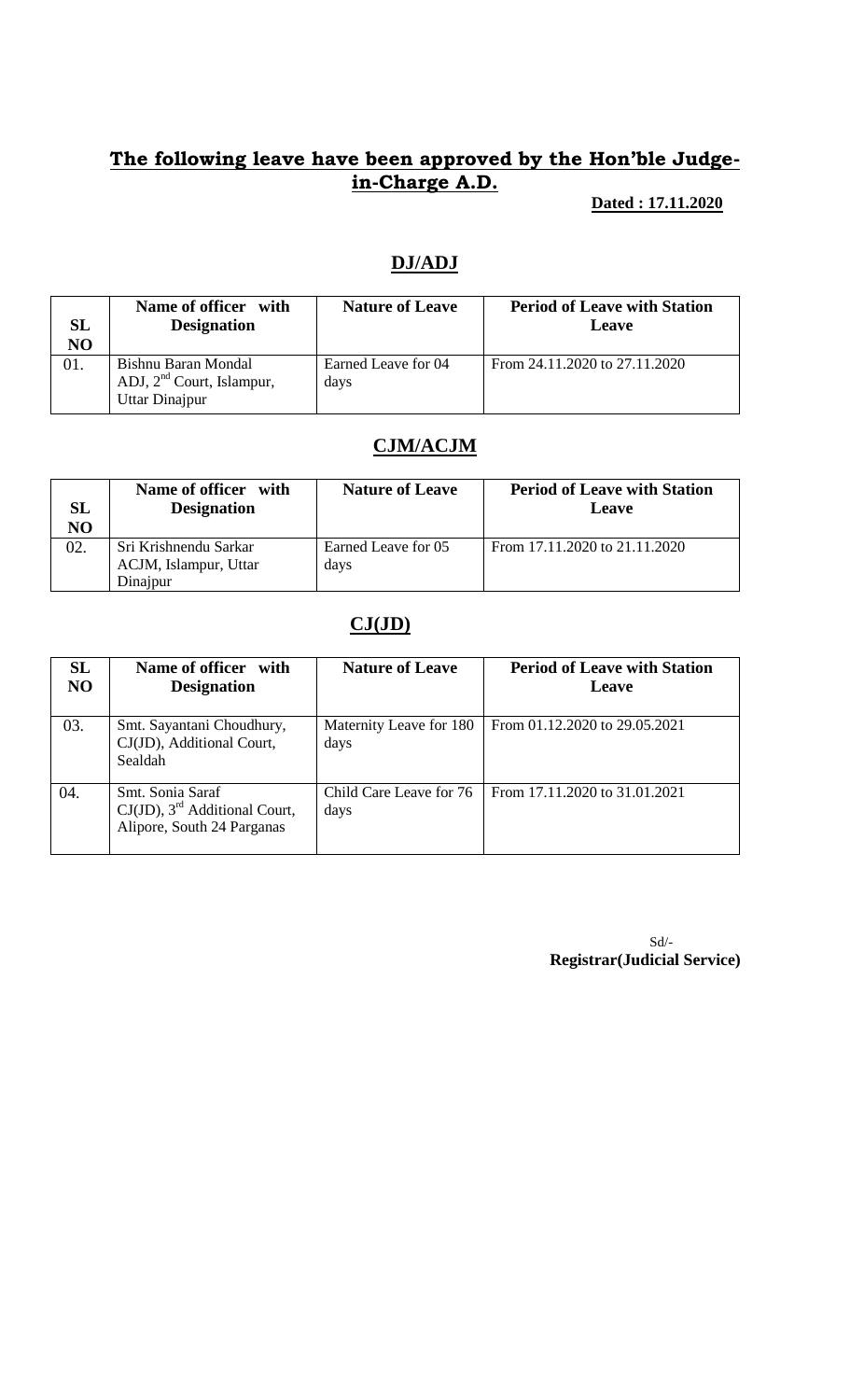## **The following leave have been approved by the Hon'ble Judge-in-Charge A.D.**

**Dated : 17.11.2020**

## **DJ/ADJ**

| SL NO | Name of officer with Designation | Nature of Leave | Period of Leave with Station Leave |
|---|---|---|---|
| 01. | Bishnu Baran Mondal ADJ, 2nd Court, Islampur, Uttar Dinajpur | Earned Leave for 04 days | From 24.11.2020 to 27.11.2020 |

## **CJM/ACJM**

| SL NO | Name of officer with Designation | Nature of Leave | Period of Leave with Station Leave |
|---|---|---|---|
| 02. | Sri Krishnendu Sarkar ACJM, Islampur, Uttar Dinajpur | Earned Leave for 05 days | From 17.11.2020 to 21.11.2020 |

## **CJ(JD)**

| SL NO | Name of officer with Designation | Nature of Leave | Period of Leave with Station Leave |
|---|---|---|---|
| 03. | Smt. Sayantani Choudhury, CJ(JD), Additional Court, Sealdah | Maternity Leave for 180 days | From 01.12.2020 to 29.05.2021 |
| 04. | Smt. Sonia Saraf CJ(JD), 3rd Additional Court, Alipore, South 24 Parganas | Child Care Leave for 76 days | From 17.11.2020 to 31.01.2021 |

Sd/-
**Registrar(Judicial Service)**